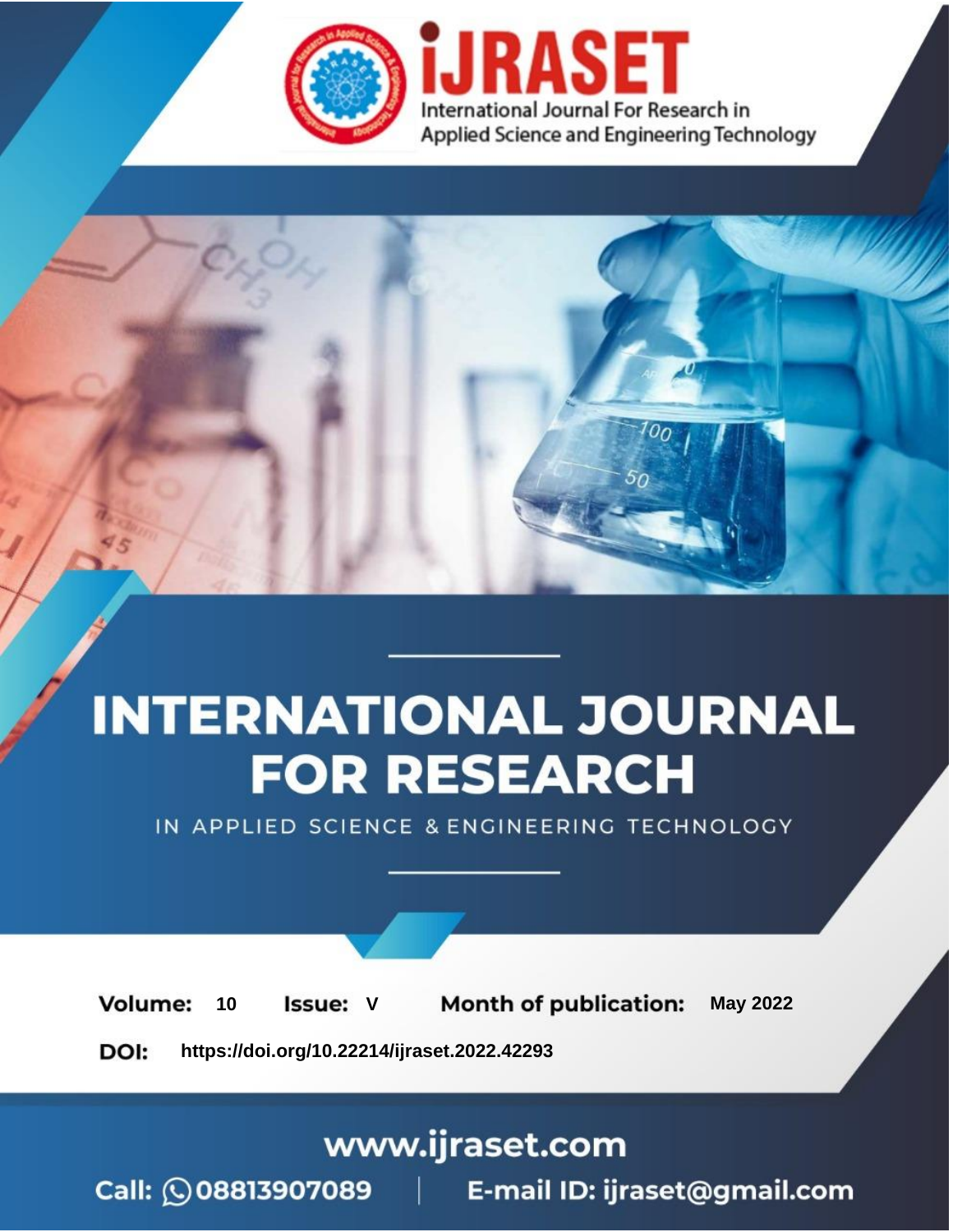iJRASET

International Journal For Research in Applied Science and Engineering Technology

# INTERNATIONAL JOURNAL FOR RESEARCH

IN APPLIED SCIENCE & ENGINEERING TECHNOLOGY

**Volume:** 10 **Issue:** V **Month of publication:** May 2022

**DOI:** https://doi.org/10.22214/ijraset.2022.42293

www.ijraset.com

Call: 08813907089 | E-mail ID: ijraset@gmail.com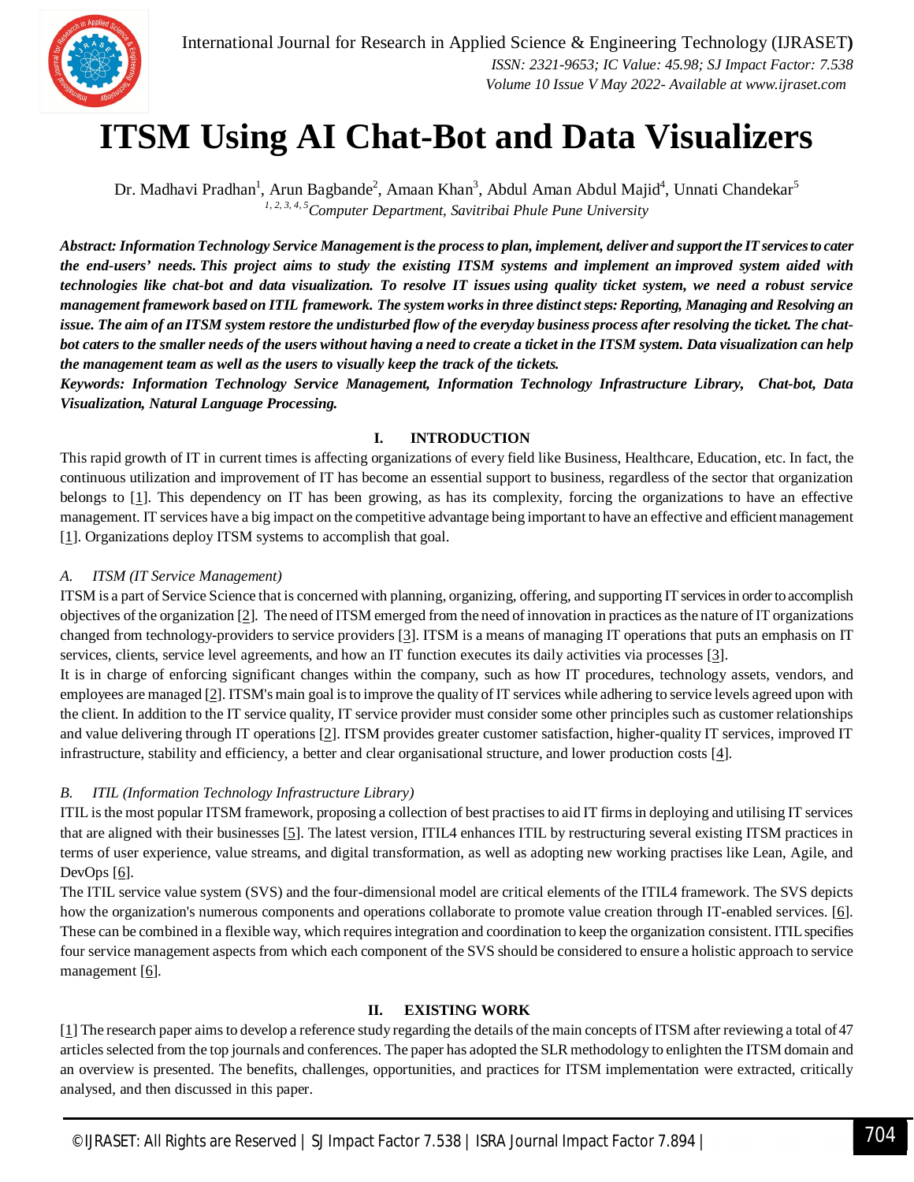# ITSM Using AI Chat-Bot and Data Visualizers

Dr. Madhavi Pradhan[1], Arun Bagbande[2], Amaan Khan[3], Abdul Aman Abdul Majid[4], Unnati Chandekar[5]

[1, 2, 3, 4, 5]*Computer Department, Savitribai Phule Pune University*

***Abstract:** Information Technology Service Management is the process to plan, implement, deliver and support the IT services to cater the end-users' needs. This project aims to study the existing ITSM systems and implement an improved system aided with technologies like chat-bot and data visualization. To resolve IT issues using quality ticket system, we need a robust service management framework based on ITIL framework. The system works in three distinct steps: Reporting, Managing and Resolving an issue. The aim of an ITSM system restore the undisturbed flow of the everyday business process after resolving the ticket. The chat-bot caters to the smaller needs of the users without having a need to create a ticket in the ITSM system. Data visualization can help the management team as well as the users to visually keep the track of the tickets.*

***Keywords:** Information Technology Service Management, Information Technology Infrastructure Library, Chat-bot, Data Visualization, Natural Language Processing.*

## I. INTRODUCTION

This rapid growth of IT in current times is affecting organizations of every field like Business, Healthcare, Education, etc. In fact, the continuous utilization and improvement of IT has become an essential support to business, regardless of the sector that organization belongs to [1]. This dependency on IT has been growing, as has its complexity, forcing the organizations to have an effective management. IT services have a big impact on the competitive advantage being important to have an effective and efficient management [1]. Organizations deploy ITSM systems to accomplish that goal.

### *A. ITSM (IT Service Management)*

ITSM is a part of Service Science that is concerned with planning, organizing, offering, and supporting IT services in order to accomplish objectives of the organization [2]. The need of ITSM emerged from the need of innovation in practices as the nature of IT organizations changed from technology-providers to service providers [3]. ITSM is a means of managing IT operations that puts an emphasis on IT services, clients, service level agreements, and how an IT function executes its daily activities via processes [3].

It is in charge of enforcing significant changes within the company, such as how IT procedures, technology assets, vendors, and employees are managed [2]. ITSM's main goal is to improve the quality of IT services while adhering to service levels agreed upon with the client. In addition to the IT service quality, IT service provider must consider some other principles such as customer relationships and value delivering through IT operations [2]. ITSM provides greater customer satisfaction, higher-quality IT services, improved IT infrastructure, stability and efficiency, a better and clear organisational structure, and lower production costs [4].

### *B. ITIL (Information Technology Infrastructure Library)*

ITIL is the most popular ITSM framework, proposing a collection of best practises to aid IT firms in deploying and utilising IT services that are aligned with their businesses [5]. The latest version, ITIL4 enhances ITIL by restructuring several existing ITSM practices in terms of user experience, value streams, and digital transformation, as well as adopting new working practises like Lean, Agile, and DevOps [6].

The ITIL service value system (SVS) and the four-dimensional model are critical elements of the ITIL4 framework. The SVS depicts how the organization's numerous components and operations collaborate to promote value creation through IT-enabled services. [6]. These can be combined in a flexible way, which requires integration and coordination to keep the organization consistent. ITIL specifies four service management aspects from which each component of the SVS should be considered to ensure a holistic approach to service management [6].

## II. EXISTING WORK

[1] The research paper aims to develop a reference study regarding the details of the main concepts of ITSM after reviewing a total of 47 articles selected from the top journals and conferences. The paper has adopted the SLR methodology to enlighten the ITSM domain and an overview is presented. The benefits, challenges, opportunities, and practices for ITSM implementation were extracted, critically analysed, and then discussed in this paper.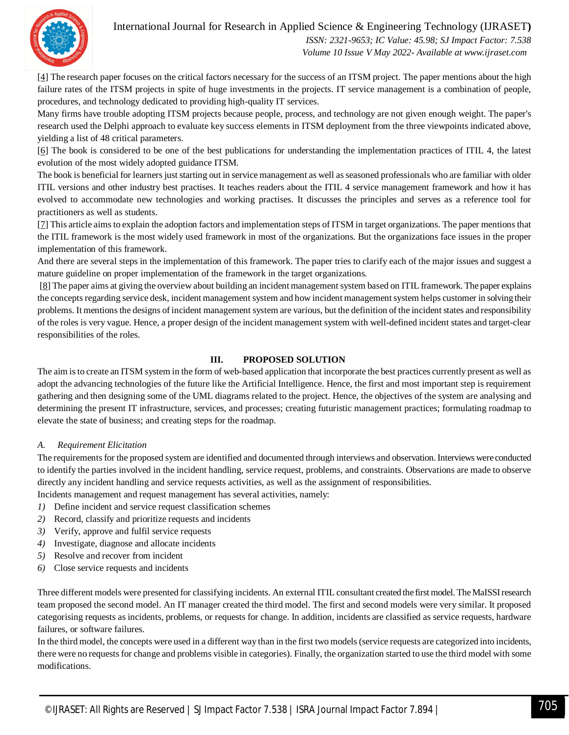[4] The research paper focuses on the critical factors necessary for the success of an ITSM project. The paper mentions about the high failure rates of the ITSM projects in spite of huge investments in the projects. IT service management is a combination of people, procedures, and technology dedicated to providing high-quality IT services.

Many firms have trouble adopting ITSM projects because people, process, and technology are not given enough weight. The paper's research used the Delphi approach to evaluate key success elements in ITSM deployment from the three viewpoints indicated above, yielding a list of 48 critical parameters.

[6] The book is considered to be one of the best publications for understanding the implementation practices of ITIL 4, the latest evolution of the most widely adopted guidance ITSM.

The book is beneficial for learners just starting out in service management as well as seasoned professionals who are familiar with older ITIL versions and other industry best practises. It teaches readers about the ITIL 4 service management framework and how it has evolved to accommodate new technologies and working practises. It discusses the principles and serves as a reference tool for practitioners as well as students.

[7] This article aims to explain the adoption factors and implementation steps of ITSM in target organizations. The paper mentions that the ITIL framework is the most widely used framework in most of the organizations. But the organizations face issues in the proper implementation of this framework.

And there are several steps in the implementation of this framework. The paper tries to clarify each of the major issues and suggest a mature guideline on proper implementation of the framework in the target organizations.

[8] The paper aims at giving the overview about building an incident management system based on ITIL framework. The paper explains the concepts regarding service desk, incident management system and how incident management system helps customer in solving their problems. It mentions the designs of incident management system are various, but the definition of the incident states and responsibility of the roles is very vague. Hence, a proper design of the incident management system with well-defined incident states and target-clear responsibilities of the roles.

## III. PROPOSED SOLUTION

The aim is to create an ITSM system in the form of web-based application that incorporate the best practices currently present as well as adopt the advancing technologies of the future like the Artificial Intelligence. Hence, the first and most important step is requirement gathering and then designing some of the UML diagrams related to the project. Hence, the objectives of the system are analysing and determining the present IT infrastructure, services, and processes; creating futuristic management practices; formulating roadmap to elevate the state of business; and creating steps for the roadmap.

### *A. Requirement Elicitation*

The requirements for the proposed system are identified and documented through interviews and observation. Interviews were conducted to identify the parties involved in the incident handling, service request, problems, and constraints. Observations are made to observe directly any incident handling and service requests activities, as well as the assignment of responsibilities.

Incidents management and request management has several activities, namely:

1) Define incident and service request classification schemes
2) Record, classify and prioritize requests and incidents
3) Verify, approve and fulfil service requests
4) Investigate, diagnose and allocate incidents
5) Resolve and recover from incident
6) Close service requests and incidents

Three different models were presented for classifying incidents. An external ITIL consultant created the first model. The MaISSI research team proposed the second model. An IT manager created the third model. The first and second models were very similar. It proposed categorising requests as incidents, problems, or requests for change. In addition, incidents are classified as service requests, hardware failures, or software failures.

In the third model, the concepts were used in a different way than in the first two models (service requests are categorized into incidents, there were no requests for change and problems visible in categories). Finally, the organization started to use the third model with some modifications.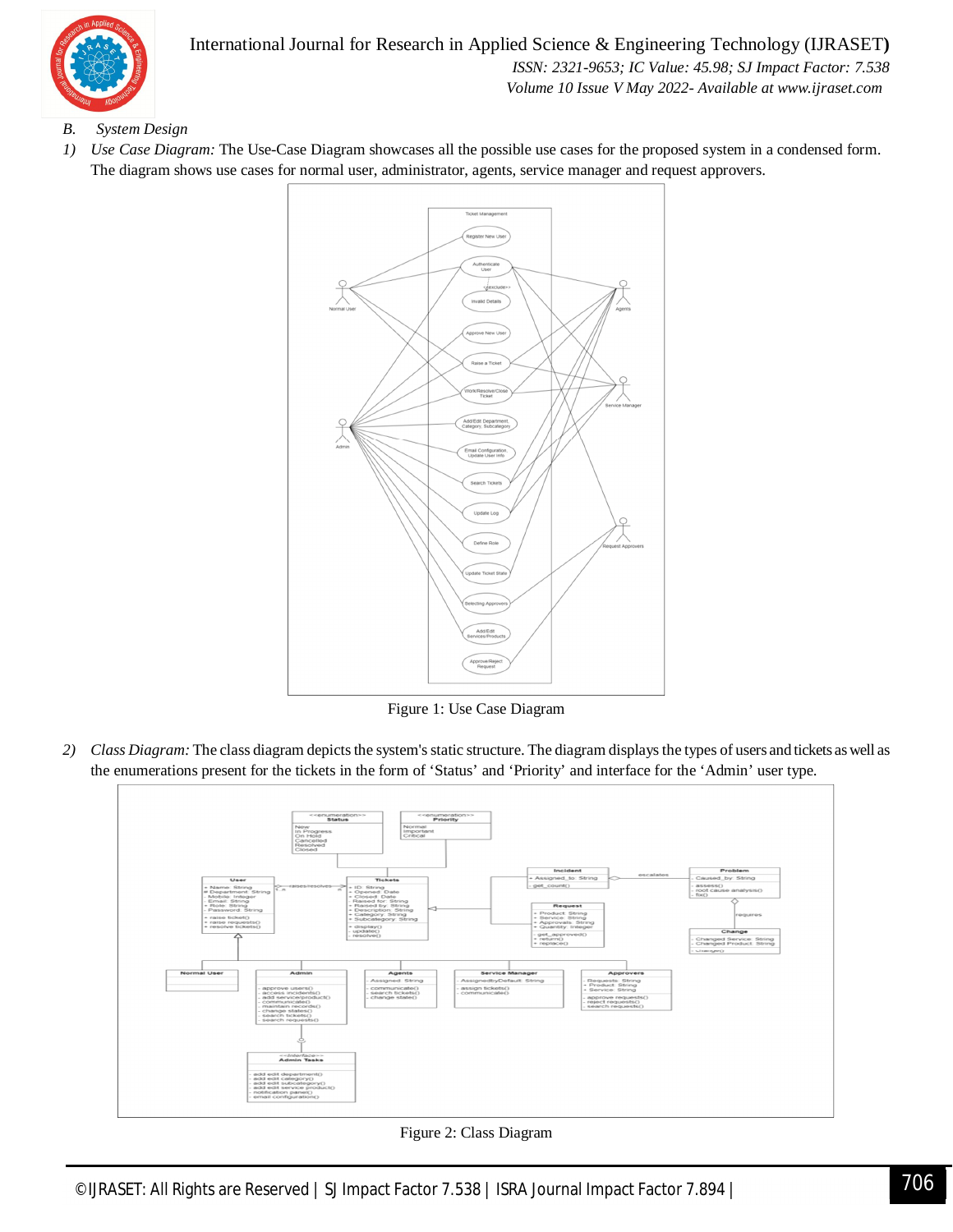*B. System Design*

1) *Use Case Diagram:* The Use-Case Diagram showcases all the possible use cases for the proposed system in a condensed form. The diagram shows use cases for normal user, administrator, agents, service manager and request approvers.

Figure 1: Use Case Diagram

2) *Class Diagram:* The class diagram depicts the system's static structure. The diagram displays the types of users and tickets as well as the enumerations present for the tickets in the form of 'Status' and 'Priority' and interface for the 'Admin' user type.

Figure 2: Class Diagram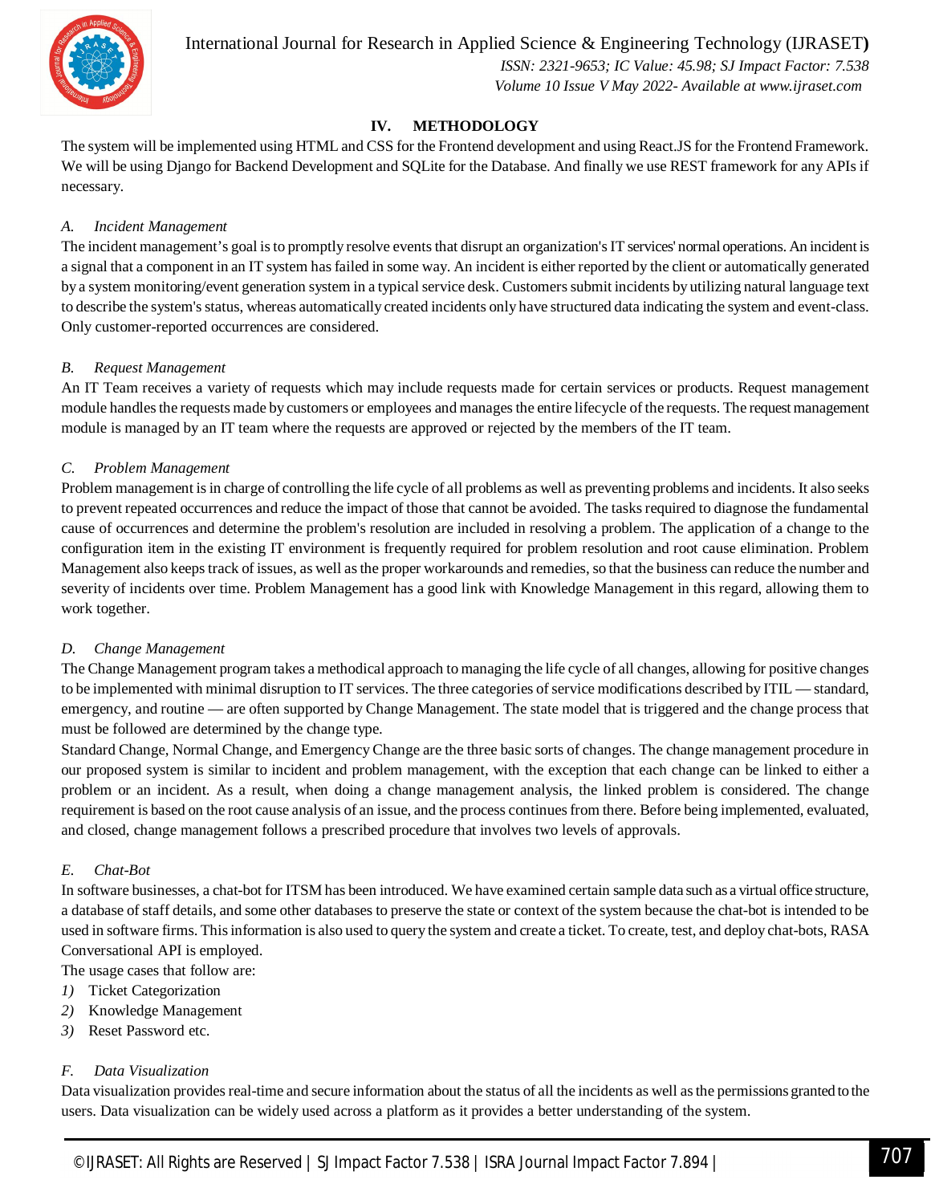## IV. METHODOLOGY

The system will be implemented using HTML and CSS for the Frontend development and using React.JS for the Frontend Framework. We will be using Django for Backend Development and SQLite for the Database. And finally we use REST framework for any APIs if necessary.

### *A. Incident Management*

The incident management's goal is to promptly resolve events that disrupt an organization's IT services' normal operations. An incident is a signal that a component in an IT system has failed in some way. An incident is either reported by the client or automatically generated by a system monitoring/event generation system in a typical service desk. Customers submit incidents by utilizing natural language text to describe the system's status, whereas automatically created incidents only have structured data indicating the system and event-class. Only customer-reported occurrences are considered.

### *B. Request Management*

An IT Team receives a variety of requests which may include requests made for certain services or products. Request management module handles the requests made by customers or employees and manages the entire lifecycle of the requests. The request management module is managed by an IT team where the requests are approved or rejected by the members of the IT team.

### *C. Problem Management*

Problem management is in charge of controlling the life cycle of all problems as well as preventing problems and incidents. It also seeks to prevent repeated occurrences and reduce the impact of those that cannot be avoided. The tasks required to diagnose the fundamental cause of occurrences and determine the problem's resolution are included in resolving a problem. The application of a change to the configuration item in the existing IT environment is frequently required for problem resolution and root cause elimination. Problem Management also keeps track of issues, as well as the proper workarounds and remedies, so that the business can reduce the number and severity of incidents over time. Problem Management has a good link with Knowledge Management in this regard, allowing them to work together.

### *D. Change Management*

The Change Management program takes a methodical approach to managing the life cycle of all changes, allowing for positive changes to be implemented with minimal disruption to IT services. The three categories of service modifications described by ITIL — standard, emergency, and routine — are often supported by Change Management. The state model that is triggered and the change process that must be followed are determined by the change type.

Standard Change, Normal Change, and Emergency Change are the three basic sorts of changes. The change management procedure in our proposed system is similar to incident and problem management, with the exception that each change can be linked to either a problem or an incident. As a result, when doing a change management analysis, the linked problem is considered. The change requirement is based on the root cause analysis of an issue, and the process continues from there. Before being implemented, evaluated, and closed, change management follows a prescribed procedure that involves two levels of approvals.

### *E. Chat-Bot*

In software businesses, a chat-bot for ITSM has been introduced. We have examined certain sample data such as a virtual office structure, a database of staff details, and some other databases to preserve the state or context of the system because the chat-bot is intended to be used in software firms. This information is also used to query the system and create a ticket. To create, test, and deploy chat-bots, RASA Conversational API is employed.

The usage cases that follow are:

1) Ticket Categorization
2) Knowledge Management
3) Reset Password etc.

### *F. Data Visualization*

Data visualization provides real-time and secure information about the status of all the incidents as well as the permissions granted to the users. Data visualization can be widely used across a platform as it provides a better understanding of the system.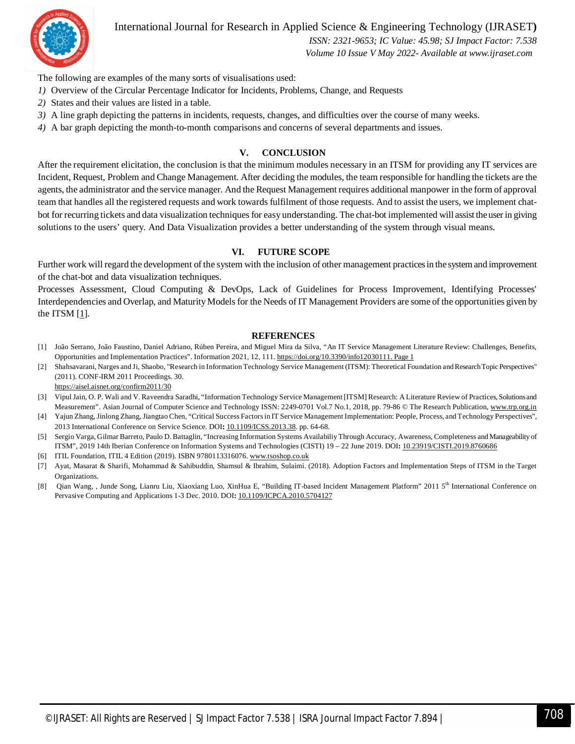The following are examples of the many sorts of visualisations used:

*1)* Overview of the Circular Percentage Indicator for Incidents, Problems, Change, and Requests
*2)* States and their values are listed in a table.
*3)* A line graph depicting the patterns in incidents, requests, changes, and difficulties over the course of many weeks.
*4)* A bar graph depicting the month-to-month comparisons and concerns of several departments and issues.

## V. CONCLUSION

After the requirement elicitation, the conclusion is that the minimum modules necessary in an ITSM for providing any IT services are Incident, Request, Problem and Change Management. After deciding the modules, the team responsible for handling the tickets are the agents, the administrator and the service manager. And the Request Management requires additional manpower in the form of approval team that handles all the registered requests and work towards fulfilment of those requests. And to assist the users, we implement chat-bot for recurring tickets and data visualization techniques for easy understanding. The chat-bot implemented will assist the user in giving solutions to the users' query. And Data Visualization provides a better understanding of the system through visual means.

## VI. FUTURE SCOPE

Further work will regard the development of the system with the inclusion of other management practices in the system and improvement of the chat-bot and data visualization techniques.

Processes Assessment, Cloud Computing & DevOps, Lack of Guidelines for Process Improvement, Identifying Processes' Interdependencies and Overlap, and Maturity Models for the Needs of IT Management Providers are some of the opportunities given by the ITSM [1].

## REFERENCES

[1] João Serrano, João Faustino, Daniel Adriano, Rúben Pereira, and Miguel Mira da Silva, "An IT Service Management Literature Review: Challenges, Benefits, Opportunities and Implementation Practices". Information 2021, 12, 111. https://doi.org/10.3390/info12030111. Page 1

[2] Shahsavarani, Narges and Ji, Shaobo, "Research in Information Technology Service Management (ITSM): Theoretical Foundation and Research Topic Perspectives" (2011). CONF-IRM 2011 Proceedings. 30. https://aisel.aisnet.org/confirm2011/30

[3] Vipul Jain, O. P. Wali and V. Raveendra Saradhi, "Information Technology Service Management [ITSM] Research: A Literature Review of Practices, Solutions and Measurement". Asian Journal of Computer Science and Technology ISSN: 2249-0701 Vol.7 No.1, 2018, pp. 79-86 © The Research Publication, www.trp.org.in

[4] Yajun Zhang, Jinlong Zhang, Jiangtao Chen, "Critical Success Factors in IT Service Management Implementation: People, Process, and Technology Perspectives", 2013 International Conference on Service Science. DOI: 10.1109/ICSS.2013.38. pp. 64-68.

[5] Sergio Varga, Gilmar Barreto, Paulo D. Battaglin, "Increasing Information Systems Availabiliy Through Accuracy, Awareness, Completeness and Manageability of ITSM", 2019 14th Iberian Conference on Information Systems and Technologies (CISTI) 19 – 22 June 2019. DOI: 10.23919/CISTI.2019.8760686

[6] ITIL Foundation, ITIL 4 Edition (2019). ISBN 9780113316076. www.tsoshop.co.uk

[7] Ayat, Masarat & Sharifi, Mohammad & Sahibuddin, Shamsul & Ibrahim, Sulaimi. (2018). Adoption Factors and Implementation Steps of ITSM in the Target Organizations.

[8] Qian Wang, , Junde Song, Lianru Liu, Xiaoxiang Luo, XinHua E, "Building IT-based Incident Management Platform" 2011 5th International Conference on Pervasive Computing and Applications 1-3 Dec. 2010. DOI: 10.1109/ICPCA.2010.5704127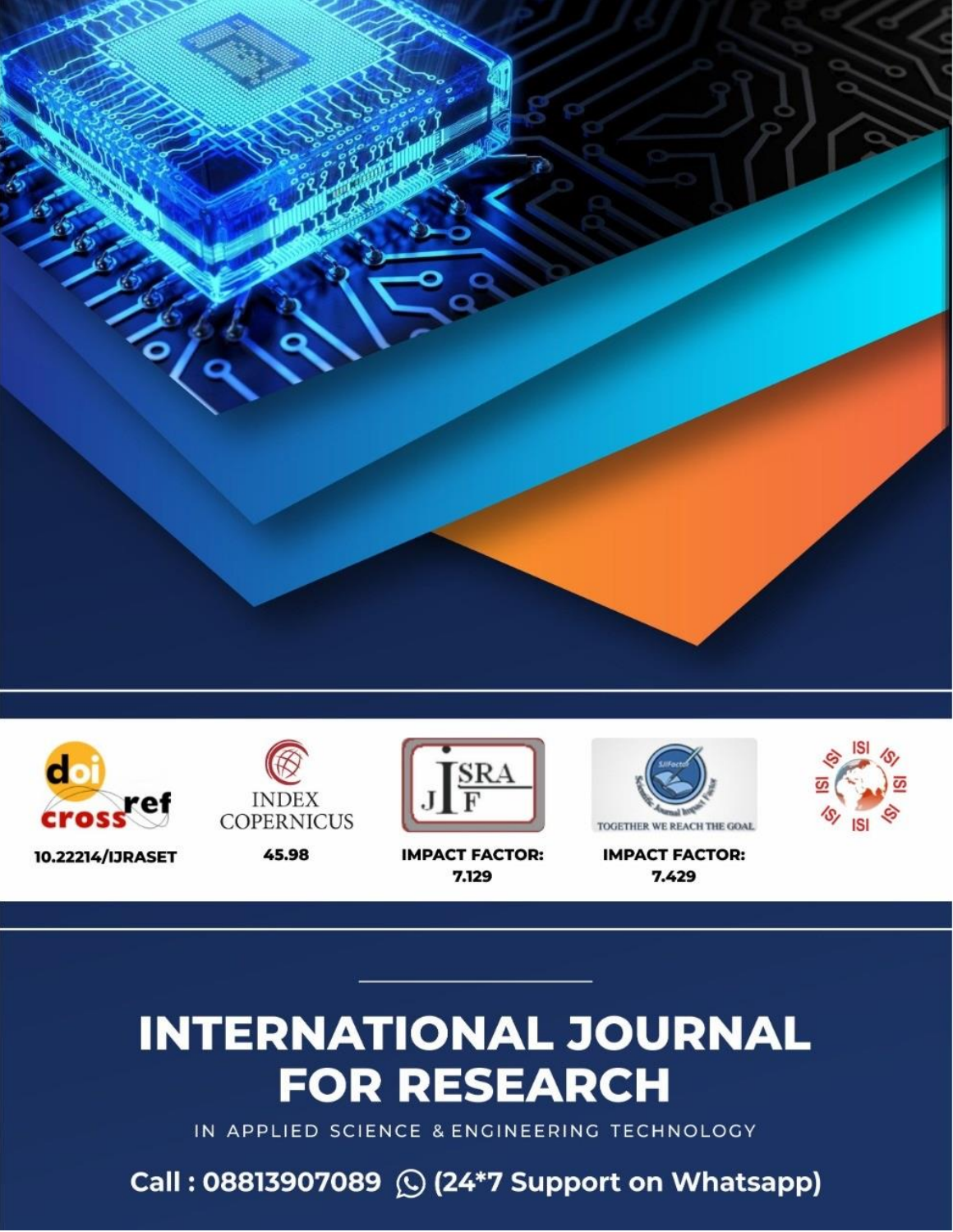10.22214/IJRASET

INDEX COPERNICUS

45.98

IMPACT FACTOR: 7.129

IMPACT FACTOR: 7.429

# INTERNATIONAL JOURNAL FOR RESEARCH

IN APPLIED SCIENCE & ENGINEERING TECHNOLOGY

Call : 08813907089 (24*7 Support on Whatsapp)